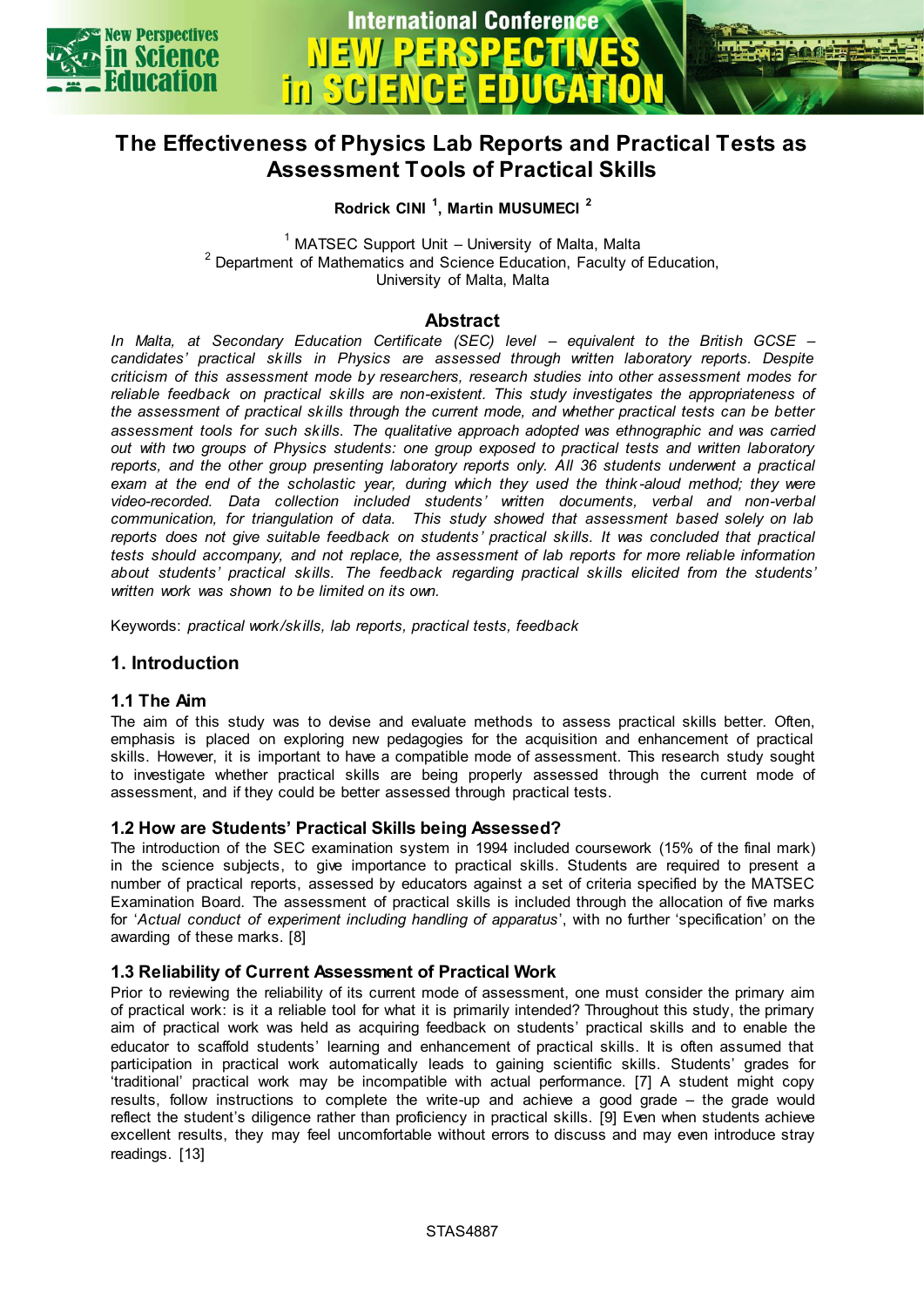# The Effectiveness of Physics Lab Reports and Practical Tests as Assessment Tools of Practical Skills

**Rodrick CINI [1], Martin MUSUMECI [2]**

[1] MATSEC Support Unit – University of Malta, Malta
[2] Department of Mathematics and Science Education, Faculty of Education, University of Malta, Malta

## Abstract

*In Malta, at Secondary Education Certificate (SEC) level – equivalent to the British GCSE – candidates' practical skills in Physics are assessed through written laboratory reports. Despite criticism of this assessment mode by researchers, research studies into other assessment modes for reliable feedback on practical skills are non-existent. This study investigates the appropriateness of the assessment of practical skills through the current mode, and whether practical tests can be better assessment tools for such skills. The qualitative approach adopted was ethnographic and was carried out with two groups of Physics students: one group exposed to practical tests and written laboratory reports, and the other group presenting laboratory reports only. All 36 students underwent a practical exam at the end of the scholastic year, during which they used the think-aloud method; they were video-recorded. Data collection included students' written documents, verbal and non-verbal communication, for triangulation of data. This study showed that assessment based solely on lab reports does not give suitable feedback on students' practical skills. It was concluded that practical tests should accompany, and not replace, the assessment of lab reports for more reliable information about students' practical skills. The feedback regarding practical skills elicited from the students' written work was shown to be limited on its own.*

Keywords: *practical work/skills, lab reports, practical tests, feedback*

## 1. Introduction

### 1.1 The Aim

The aim of this study was to devise and evaluate methods to assess practical skills better. Often, emphasis is placed on exploring new pedagogies for the acquisition and enhancement of practical skills. However, it is important to have a compatible mode of assessment. This research study sought to investigate whether practical skills are being properly assessed through the current mode of assessment, and if they could be better assessed through practical tests.

### 1.2 How are Students' Practical Skills being Assessed?

The introduction of the SEC examination system in 1994 included coursework (15% of the final mark) in the science subjects, to give importance to practical skills. Students are required to present a number of practical reports, assessed by educators against a set of criteria specified by the MATSEC Examination Board. The assessment of practical skills is included through the allocation of five marks for '*Actual conduct of experiment including handling of apparatus*', with no further 'specification' on the awarding of these marks. [8]

### 1.3 Reliability of Current Assessment of Practical Work

Prior to reviewing the reliability of its current mode of assessment, one must consider the primary aim of practical work: is it a reliable tool for what it is primarily intended? Throughout this study, the primary aim of practical work was held as acquiring feedback on students' practical skills and to enable the educator to scaffold students' learning and enhancement of practical skills. It is often assumed that participation in practical work automatically leads to gaining scientific skills. Students' grades for 'traditional' practical work may be incompatible with actual performance. [7] A student might copy results, follow instructions to complete the write-up and achieve a good grade – the grade would reflect the student's diligence rather than proficiency in practical skills. [9] Even when students achieve excellent results, they may feel uncomfortable without errors to discuss and may even introduce stray readings. [13]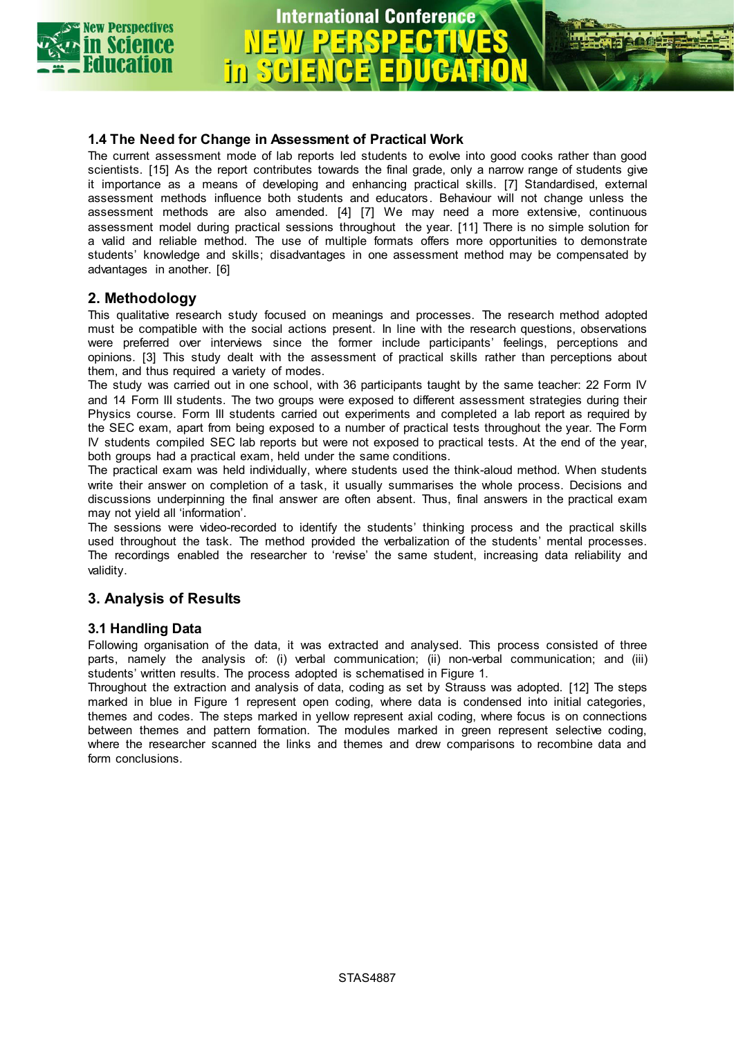### 1.4 The Need for Change in Assessment of Practical Work

The current assessment mode of lab reports led students to evolve into good cooks rather than good scientists. [15] As the report contributes towards the final grade, only a narrow range of students give it importance as a means of developing and enhancing practical skills. [7] Standardised, external assessment methods influence both students and educators. Behaviour will not change unless the assessment methods are also amended. [4] [7] We may need a more extensive, continuous assessment model during practical sessions throughout the year. [11] There is no simple solution for a valid and reliable method. The use of multiple formats offers more opportunities to demonstrate students' knowledge and skills; disadvantages in one assessment method may be compensated by advantages in another. [6]

## 2. Methodology

This qualitative research study focused on meanings and processes. The research method adopted must be compatible with the social actions present. In line with the research questions, observations were preferred over interviews since the former include participants' feelings, perceptions and opinions. [3] This study dealt with the assessment of practical skills rather than perceptions about them, and thus required a variety of modes.

The study was carried out in one school, with 36 participants taught by the same teacher: 22 Form IV and 14 Form III students. The two groups were exposed to different assessment strategies during their Physics course. Form III students carried out experiments and completed a lab report as required by the SEC exam, apart from being exposed to a number of practical tests throughout the year. The Form IV students compiled SEC lab reports but were not exposed to practical tests. At the end of the year, both groups had a practical exam, held under the same conditions.

The practical exam was held individually, where students used the think-aloud method. When students write their answer on completion of a task, it usually summarises the whole process. Decisions and discussions underpinning the final answer are often absent. Thus, final answers in the practical exam may not yield all 'information'.

The sessions were video-recorded to identify the students' thinking process and the practical skills used throughout the task. The method provided the verbalization of the students' mental processes. The recordings enabled the researcher to 'revise' the same student, increasing data reliability and validity.

## 3. Analysis of Results

### 3.1 Handling Data

Following organisation of the data, it was extracted and analysed. This process consisted of three parts, namely the analysis of: (i) verbal communication; (ii) non-verbal communication; and (iii) students' written results. The process adopted is schematised in Figure 1.

Throughout the extraction and analysis of data, coding as set by Strauss was adopted. [12] The steps marked in blue in Figure 1 represent open coding, where data is condensed into initial categories, themes and codes. The steps marked in yellow represent axial coding, where focus is on connections between themes and pattern formation. The modules marked in green represent selective coding, where the researcher scanned the links and themes and drew comparisons to recombine data and form conclusions.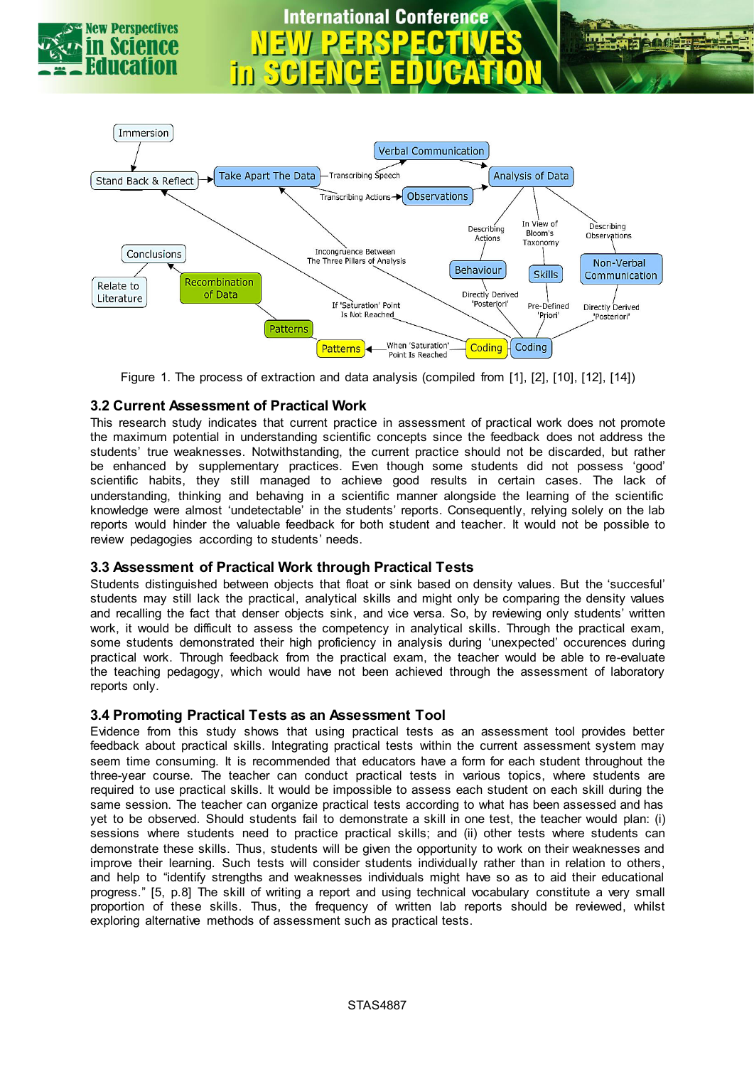Figure 1. The process of extraction and data analysis (compiled from [1], [2], [10], [12], [14])

### 3.2 Current Assessment of Practical Work

This research study indicates that current practice in assessment of practical work does not promote the maximum potential in understanding scientific concepts since the feedback does not address the students' true weaknesses. Notwithstanding, the current practice should not be discarded, but rather be enhanced by supplementary practices. Even though some students did not possess 'good' scientific habits, they still managed to achieve good results in certain cases. The lack of understanding, thinking and behaving in a scientific manner alongside the learning of the scientific knowledge were almost 'undetectable' in the students' reports. Consequently, relying solely on the lab reports would hinder the valuable feedback for both student and teacher. It would not be possible to review pedagogies according to students' needs.

### 3.3 Assessment of Practical Work through Practical Tests

Students distinguished between objects that float or sink based on density values. But the 'succesful' students may still lack the practical, analytical skills and might only be comparing the density values and recalling the fact that denser objects sink, and vice versa. So, by reviewing only students' written work, it would be difficult to assess the competency in analytical skills. Through the practical exam, some students demonstrated their high proficiency in analysis during 'unexpected' occurences during practical work. Through feedback from the practical exam, the teacher would be able to re-evaluate the teaching pedagogy, which would have not been achieved through the assessment of laboratory reports only.

### 3.4 Promoting Practical Tests as an Assessment Tool

Evidence from this study shows that using practical tests as an assessment tool provides better feedback about practical skills. Integrating practical tests within the current assessment system may seem time consuming. It is recommended that educators have a form for each student throughout the three-year course. The teacher can conduct practical tests in various topics, where students are required to use practical skills. It would be impossible to assess each student on each skill during the same session. The teacher can organize practical tests according to what has been assessed and has yet to be observed. Should students fail to demonstrate a skill in one test, the teacher would plan: (i) sessions where students need to practice practical skills; and (ii) other tests where students can demonstrate these skills. Thus, students will be given the opportunity to work on their weaknesses and improve their learning. Such tests will consider students individually rather than in relation to others, and help to "identify strengths and weaknesses individuals might have so as to aid their educational progress." [5, p.8] The skill of writing a report and using technical vocabulary constitute a very small proportion of these skills. Thus, the frequency of written lab reports should be reviewed, whilst exploring alternative methods of assessment such as practical tests.

STAS4887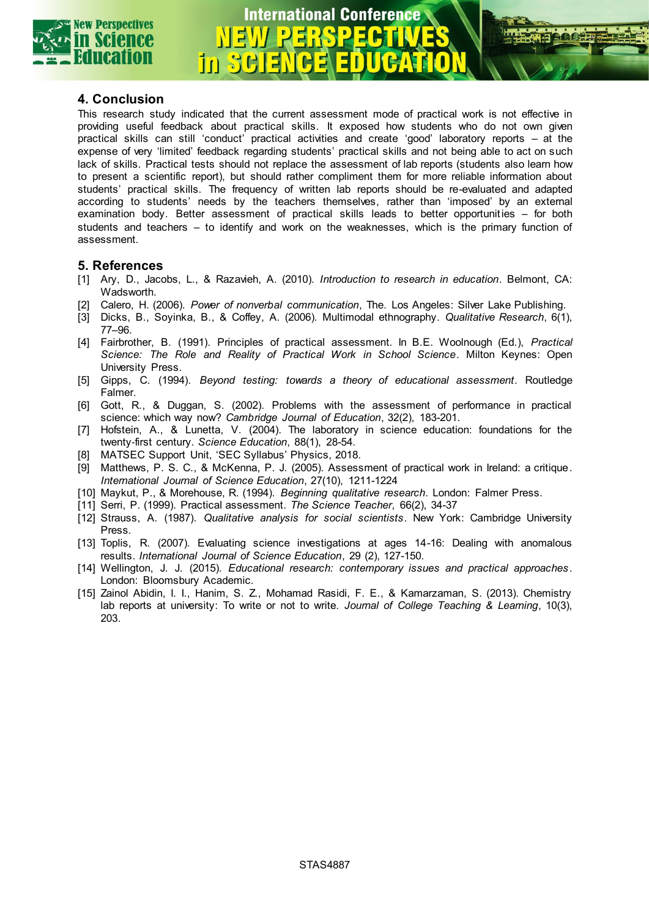## 4. Conclusion

This research study indicated that the current assessment mode of practical work is not effective in providing useful feedback about practical skills. It exposed how students who do not own given practical skills can still 'conduct' practical activities and create 'good' laboratory reports – at the expense of very 'limited' feedback regarding students' practical skills and not being able to act on such lack of skills. Practical tests should not replace the assessment of lab reports (students also learn how to present a scientific report), but should rather compliment them for more reliable information about students' practical skills. The frequency of written lab reports should be re-evaluated and adapted according to students' needs by the teachers themselves, rather than 'imposed' by an external examination body. Better assessment of practical skills leads to better opportunities – for both students and teachers – to identify and work on the weaknesses, which is the primary function of assessment.

## 5. References

[1] Ary, D., Jacobs, L., & Razavieh, A. (2010). *Introduction to research in education*. Belmont, CA: Wadsworth.

[2] Calero, H. (2006). *Power of nonverbal communication*, The. Los Angeles: Silver Lake Publishing.

[3] Dicks, B., Soyinka, B., & Coffey, A. (2006). Multimodal ethnography. *Qualitative Research*, 6(1), 77–96.

[4] Fairbrother, B. (1991). Principles of practical assessment. In B.E. Woolnough (Ed.), *Practical Science: The Role and Reality of Practical Work in School Science*. Milton Keynes: Open University Press.

[5] Gipps, C. (1994). *Beyond testing: towards a theory of educational assessment*. Routledge Falmer.

[6] Gott, R., & Duggan, S. (2002). Problems with the assessment of performance in practical science: which way now? *Cambridge Journal of Education*, 32(2), 183-201.

[7] Hofstein, A., & Lunetta, V. (2004). The laboratory in science education: foundations for the twenty-first century. *Science Education*, 88(1), 28-54.

[8] MATSEC Support Unit, 'SEC Syllabus' Physics, 2018.

[9] Matthews, P. S. C., & McKenna, P. J. (2005). Assessment of practical work in Ireland: a critique. *International Journal of Science Education*, 27(10), 1211-1224

[10] Maykut, P., & Morehouse, R. (1994). *Beginning qualitative research*. London: Falmer Press.

[11] Serri, P. (1999). Practical assessment. *The Science Teacher*, 66(2), 34-37

[12] Strauss, A. (1987). *Qualitative analysis for social scientists*. New York: Cambridge University Press.

[13] Toplis, R. (2007). Evaluating science investigations at ages 14-16: Dealing with anomalous results. *International Journal of Science Education*, 29 (2), 127-150.

[14] Wellington, J. J. (2015). *Educational research: contemporary issues and practical approaches*. London: Bloomsbury Academic.

[15] Zainol Abidin, I. I., Hanim, S. Z., Mohamad Rasidi, F. E., & Kamarzaman, S. (2013). Chemistry lab reports at university: To write or not to write. *Journal of College Teaching & Learning*, 10(3), 203.